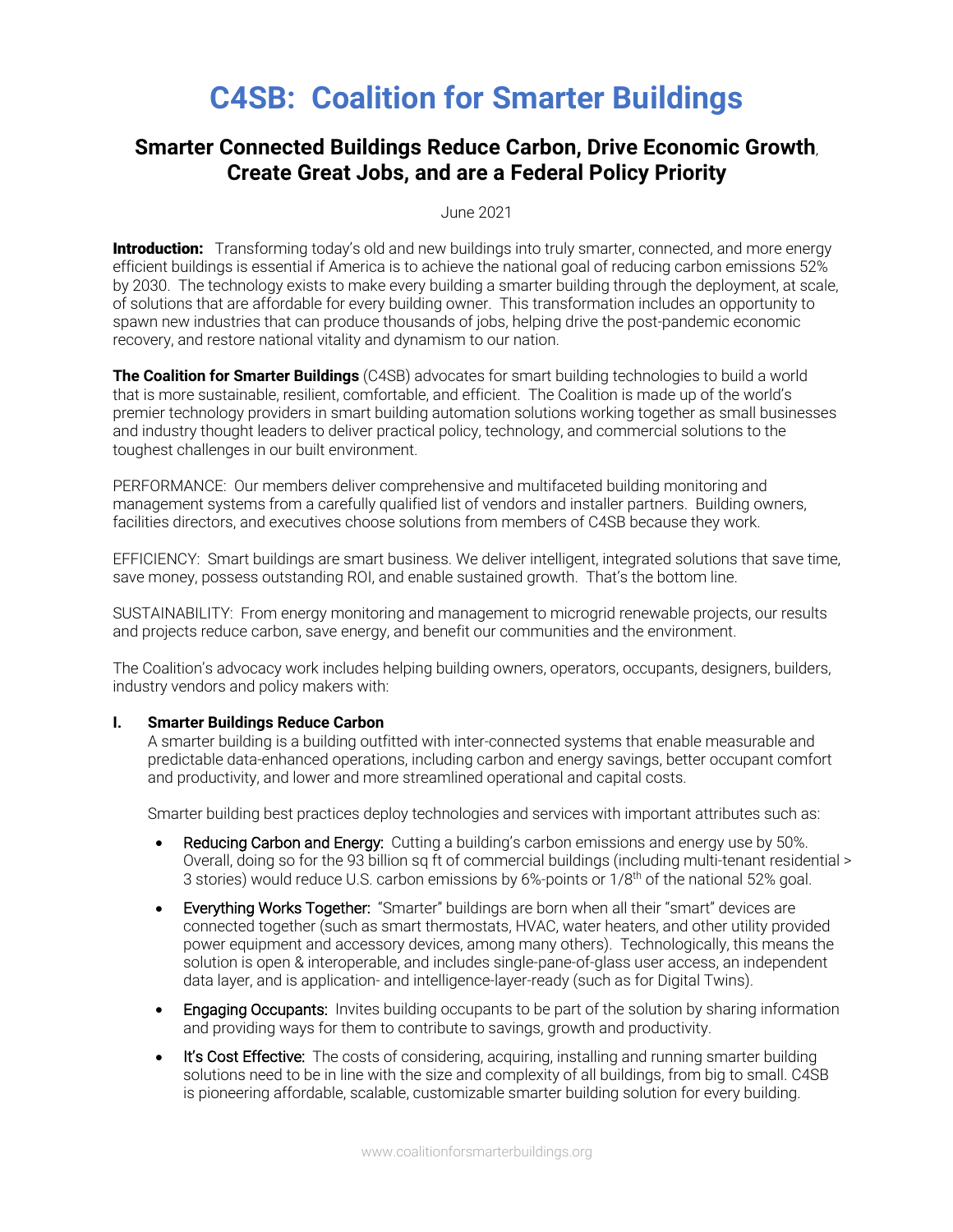# C4SB: Coalition for Smarter Buildings

## Smarter Connected Buildings Reduce Carbon, Drive Economic Growth, Create Great Jobs, and are a Federal Policy Priority

June 2021

**Introduction:** Transforming today's old and new buildings into truly smarter, connected, and more energy efficient buildings is essential if America is to achieve the national goal of reducing carbon emissions 52% by 2030. The technology exists to make every building a smarter building through the deployment, at scale, of solutions that are affordable for every building owner. This transformation includes an opportunity to spawn new industries that can produce thousands of jobs, helping drive the post-pandemic economic recovery, and restore national vitality and dynamism to our nation.

**The Coalition for Smarter Buildings** (C4SB) advocates for smart building technologies to build a world that is more sustainable, resilient, comfortable, and efficient. The Coalition is made up of the world's premier technology providers in smart building automation solutions working together as small businesses and industry thought leaders to deliver practical policy, technology, and commercial solutions to the toughest challenges in our built environment.

PERFORMANCE: Our members deliver comprehensive and multifaceted building monitoring and management systems from a carefully qualified list of vendors and installer partners. Building owners, facilities directors, and executives choose solutions from members of C4SB because they work.

EFFICIENCY: Smart buildings are smart business. We deliver intelligent, integrated solutions that save time, save money, possess outstanding ROI, and enable sustained growth. That's the bottom line.

SUSTAINABILITY: From energy monitoring and management to microgrid renewable projects, our results and projects reduce carbon, save energy, and benefit our communities and the environment.

The Coalition's advocacy work includes helping building owners, operators, occupants, designers, builders, industry vendors and policy makers with:

### I. Smarter Buildings Reduce Carbon

A smarter building is a building outfitted with inter-connected systems that enable measurable and predictable data-enhanced operations, including carbon and energy savings, better occupant comfort and productivity, and lower and more streamlined operational and capital costs.

Smarter building best practices deploy technologies and services with important attributes such as:

- Reducing Carbon and Energy: Cutting a building's carbon emissions and energy use by 50%. Overall, doing so for the 93 billion sq ft of commercial buildings (including multi-tenant residential > 3 stories) would reduce U.S. carbon emissions by 6%-points or 1/8th of the national 52% goal.
- Everything Works Together: "Smarter" buildings are born when all their "smart" devices are connected together (such as smart thermostats, HVAC, water heaters, and other utility provided power equipment and accessory devices, among many others). Technologically, this means the solution is open & interoperable, and includes single-pane-of-glass user access, an independent data layer, and is application- and intelligence-layer-ready (such as for Digital Twins).
- Engaging Occupants: Invites building occupants to be part of the solution by sharing information and providing ways for them to contribute to savings, growth and productivity.
- It's Cost Effective: The costs of considering, acquiring, installing and running smarter building solutions need to be in line with the size and complexity of all buildings, from big to small. C4SB is pioneering affordable, scalable, customizable smarter building solution for every building.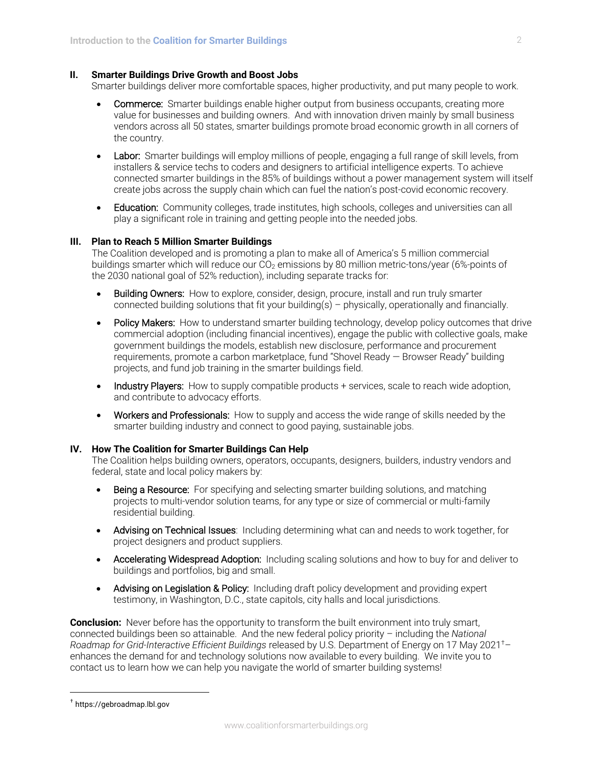## II. Smarter Buildings Drive Growth and Boost Jobs

Smarter buildings deliver more comfortable spaces, higher productivity, and put many people to work.

- **Commerce:** Smarter buildings enable higher output from business occupants, creating more value for businesses and building owners. And with innovation driven mainly by small business vendors across all 50 states, smarter buildings promote broad economic growth in all corners of the country.
- **Labor:** Smarter buildings will employ millions of people, engaging a full range of skill levels, from installers & service techs to coders and designers to artificial intelligence experts. To achieve connected smarter buildings in the 85% of buildings without a power management system will itself create jobs across the supply chain which can fuel the nation's post-covid economic recovery.
- **Education:** Community colleges, trade institutes, high schools, colleges and universities can all play a significant role in training and getting people into the needed jobs.

## III. Plan to Reach 5 Million Smarter Buildings

The Coalition developed and is promoting a plan to make all of America's 5 million commercial buildings smarter which will reduce our $CO_2$ emissions by 80 million metric-tons/year (6%-points of the 2030 national goal of 52% reduction), including separate tracks for:

- **Building Owners:** How to explore, consider, design, procure, install and run truly smarter connected building solutions that fit your building(s) – physically, operationally and financially.
- **Policy Makers:** How to understand smarter building technology, develop policy outcomes that drive commercial adoption (including financial incentives), engage the public with collective goals, make government buildings the models, establish new disclosure, performance and procurement requirements, promote a carbon marketplace, fund "Shovel Ready — Browser Ready" building projects, and fund job training in the smarter buildings field.
- **Industry Players:** How to supply compatible products + services, scale to reach wide adoption, and contribute to advocacy efforts.
- **Workers and Professionals:** How to supply and access the wide range of skills needed by the smarter building industry and connect to good paying, sustainable jobs.

## IV. How The Coalition for Smarter Buildings Can Help

The Coalition helps building owners, operators, occupants, designers, builders, industry vendors and federal, state and local policy makers by:

- **Being a Resource:** For specifying and selecting smarter building solutions, and matching projects to multi-vendor solution teams, for any type or size of commercial or multi-family residential building.
- **Advising on Technical Issues:** Including determining what can and needs to work together, for project designers and product suppliers.
- **Accelerating Widespread Adoption:** Including scaling solutions and how to buy for and deliver to buildings and portfolios, big and small.
- **Advising on Legislation & Policy:** Including draft policy development and providing expert testimony, in Washington, D.C., state capitols, city halls and local jurisdictions.

**Conclusion:** Never before has the opportunity to transform the built environment into truly smart, connected buildings been so attainable. And the new federal policy priority – including the *National Roadmap for Grid-Interactive Efficient Buildings* released by U.S. Department of Energy on 17 May 2021[†] – enhances the demand for and technology solutions now available to every building. We invite you to contact us to learn how we can help you navigate the world of smarter building systems!

---

[†] https://gebroadmap.lbl.gov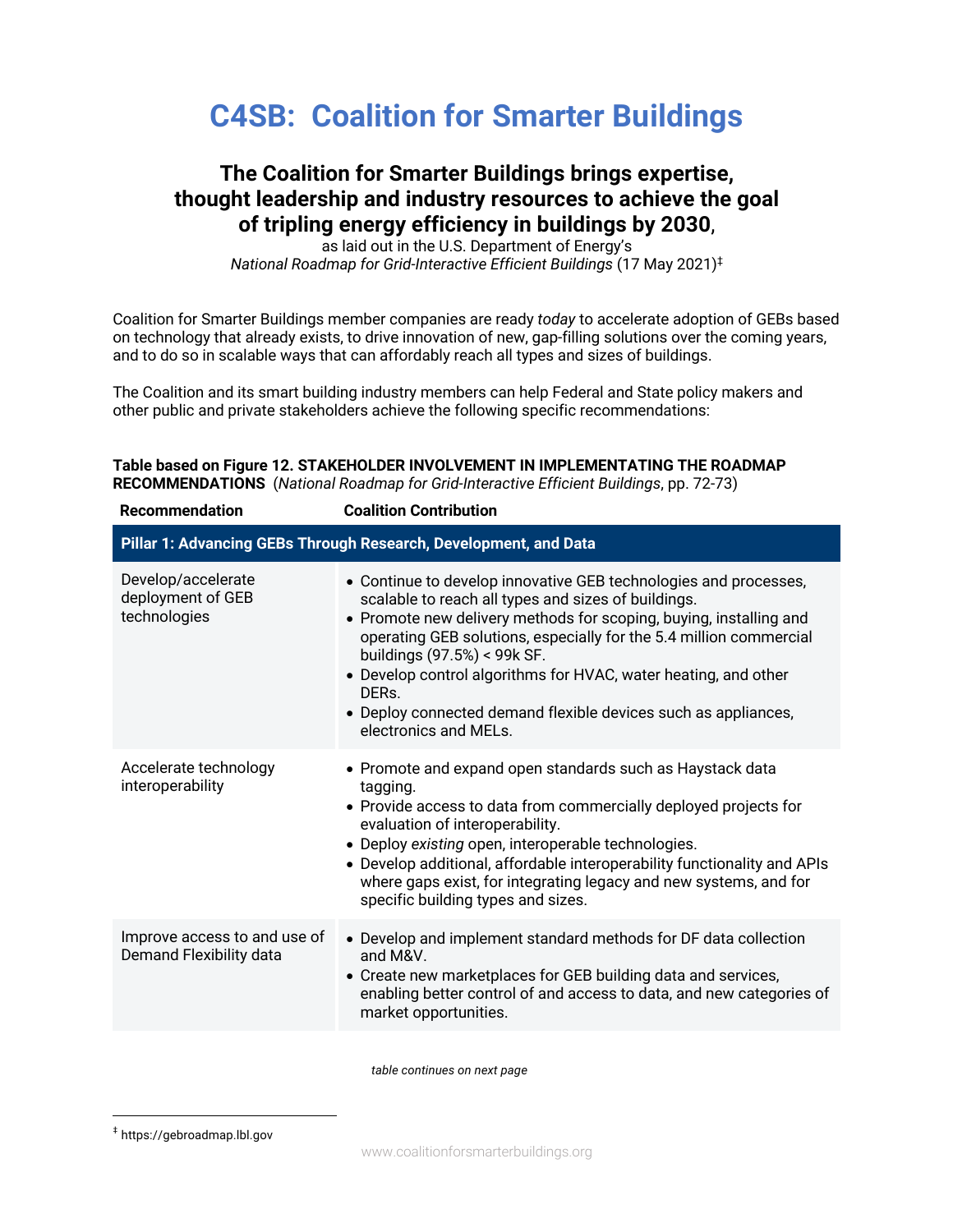# C4SB: Coalition for Smarter Buildings

## The Coalition for Smarter Buildings brings expertise, thought leadership and industry resources to achieve the goal of tripling energy efficiency in buildings by 2030,

as laid out in the U.S. Department of Energy's *National Roadmap for Grid-Interactive Efficient Buildings* (17 May 2021)[‡]

Coalition for Smarter Buildings member companies are ready *today* to accelerate adoption of GEBs based on technology that already exists, to drive innovation of new, gap-filling solutions over the coming years, and to do so in scalable ways that can affordably reach all types and sizes of buildings.

The Coalition and its smart building industry members can help Federal and State policy makers and other public and private stakeholders achieve the following specific recommendations:

**Table based on Figure 12. STAKEHOLDER INVOLVEMENT IN IMPLEMENTATING THE ROADMAP RECOMMENDATIONS** (*National Roadmap for Grid-Interactive Efficient Buildings*, pp. 72-73)

| Recommendation | Coalition Contribution |
|---|---|
| **Pillar 1: Advancing GEBs Through Research, Development, and Data** | |
| Develop/accelerate deployment of GEB technologies | • Continue to develop innovative GEB technologies and processes, scalable to reach all types and sizes of buildings.<br>• Promote new delivery methods for scoping, buying, installing and operating GEB solutions, especially for the 5.4 million commercial buildings (97.5%) < 99k SF.<br>• Develop control algorithms for HVAC, water heating, and other DERs.<br>• Deploy connected demand flexible devices such as appliances, electronics and MELs. |
| Accelerate technology interoperability | • Promote and expand open standards such as Haystack data tagging.<br>• Provide access to data from commercially deployed projects for evaluation of interoperability.<br>• Deploy *existing* open, interoperable technologies.<br>• Develop additional, affordable interoperability functionality and APIs where gaps exist, for integrating legacy and new systems, and for specific building types and sizes. |
| Improve access to and use of Demand Flexibility data | • Develop and implement standard methods for DF data collection and M&V.<br>• Create new marketplaces for GEB building data and services, enabling better control of and access to data, and new categories of market opportunities. |

*table continues on next page*

[‡] https://gebroadmap.lbl.gov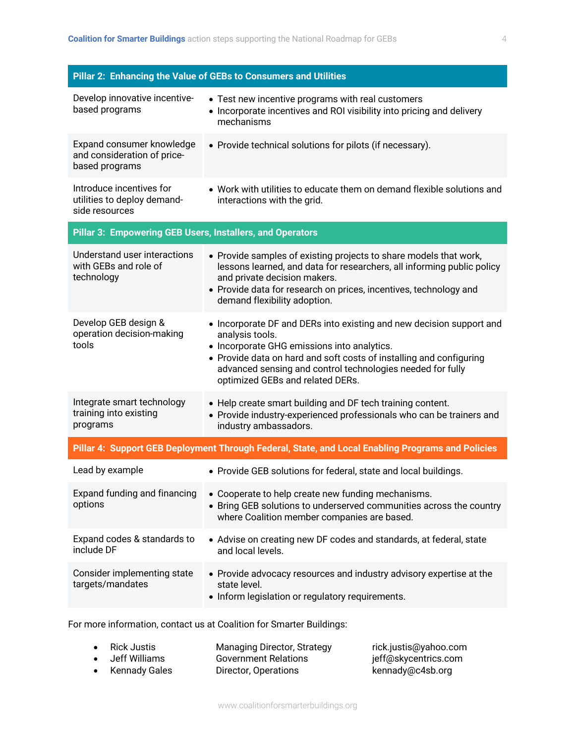| Pillar 2: Enhancing the Value of GEBs to Consumers and Utilities | |
|---|---|
| Develop innovative incentive-based programs | • Test new incentive programs with real customers<br>• Incorporate incentives and ROI visibility into pricing and delivery mechanisms |
| Expand consumer knowledge and consideration of price-based programs | • Provide technical solutions for pilots (if necessary). |
| Introduce incentives for utilities to deploy demand-side resources | • Work with utilities to educate them on demand flexible solutions and interactions with the grid. |

| Pillar 3: Empowering GEB Users, Installers, and Operators | |
|---|---|
| Understand user interactions with GEBs and role of technology | • Provide samples of existing projects to share models that work, lessons learned, and data for researchers, all informing public policy and private decision makers.<br>• Provide data for research on prices, incentives, technology and demand flexibility adoption. |
| Develop GEB design & operation decision-making tools | • Incorporate DF and DERs into existing and new decision support and analysis tools.<br>• Incorporate GHG emissions into analytics.<br>• Provide data on hard and soft costs of installing and configuring advanced sensing and control technologies needed for fully optimized GEBs and related DERs. |
| Integrate smart technology training into existing programs | • Help create smart building and DF tech training content.<br>• Provide industry-experienced professionals who can be trainers and industry ambassadors. |

| Pillar 4: Support GEB Deployment Through Federal, State, and Local Enabling Programs and Policies | |
|---|---|
| Lead by example | • Provide GEB solutions for federal, state and local buildings. |
| Expand funding and financing options | • Cooperate to help create new funding mechanisms.<br>• Bring GEB solutions to underserved communities across the country where Coalition member companies are based. |
| Expand codes & standards to include DF | • Advise on creating new DF codes and standards, at federal, state and local levels. |
| Consider implementing state targets/mandates | • Provide advocacy resources and industry advisory expertise at the state level.<br>• Inform legislation or regulatory requirements. |

For more information, contact us at Coalition for Smarter Buildings:

- Rick Justis — Managing Director, Strategy — rick.justis@yahoo.com
- Jeff Williams — Government Relations — jeff@skycentrics.com
- Kennady Gales — Director, Operations — kennady@c4sb.org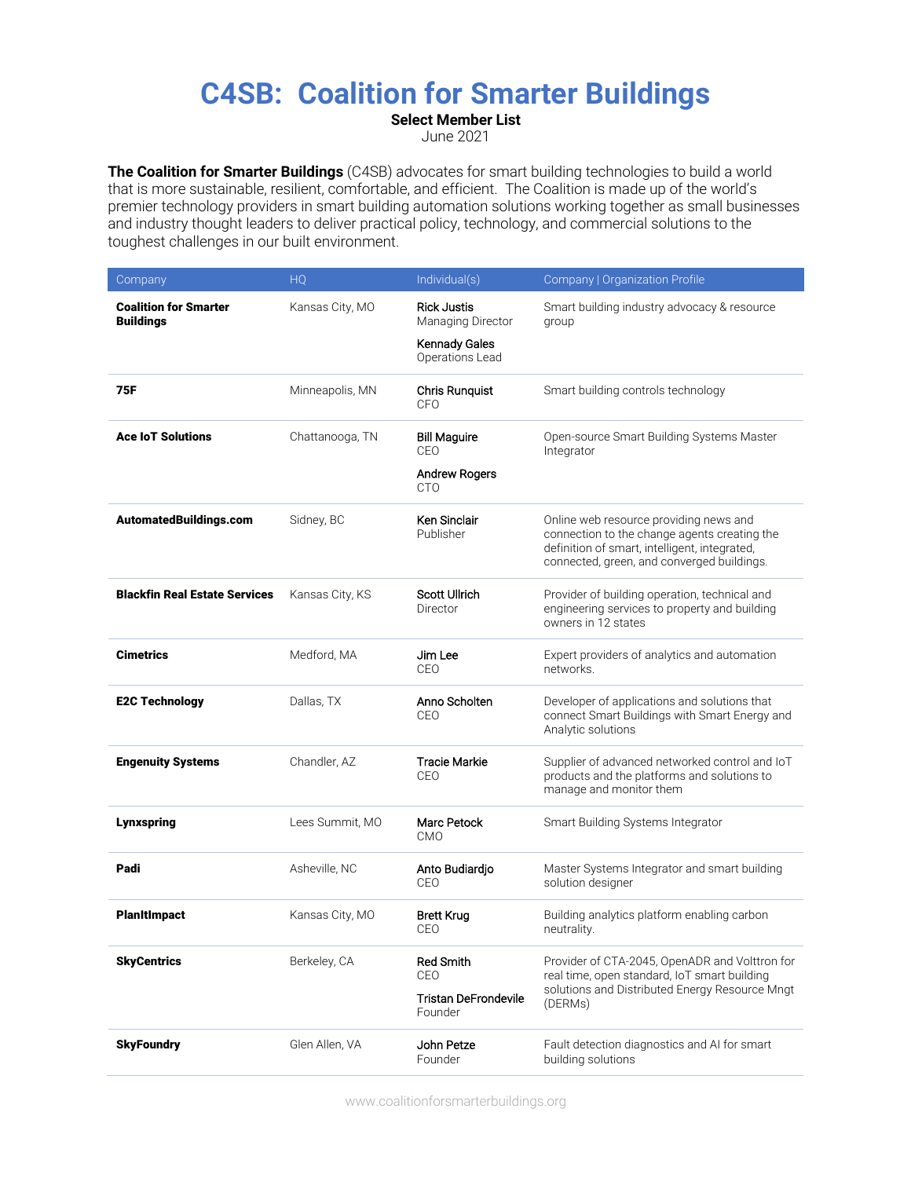# C4SB: Coalition for Smarter Buildings

**Select Member List**
June 2021

**The Coalition for Smarter Buildings** (C4SB) advocates for smart building technologies to build a world that is more sustainable, resilient, comfortable, and efficient. The Coalition is made up of the world's premier technology providers in smart building automation solutions working together as small businesses and industry thought leaders to deliver practical policy, technology, and commercial solutions to the toughest challenges in our built environment.

| Company | HQ | Individual(s) | Company \| Organization Profile |
|---|---|---|---|
| **Coalition for Smarter Buildings** | Kansas City, MO | Rick Justis<br>Managing Director<br>Kennady Gales<br>Operations Lead | Smart building industry advocacy & resource group |
| **75F** | Minneapolis, MN | Chris Runquist<br>CFO | Smart building controls technology |
| **Ace IoT Solutions** | Chattanooga, TN | Bill Maguire<br>CEO<br>Andrew Rogers<br>CTO | Open-source Smart Building Systems Master Integrator |
| **AutomatedBuildings.com** | Sidney, BC | Ken Sinclair<br>Publisher | Online web resource providing news and connection to the change agents creating the definition of smart, intelligent, integrated, connected, green, and converged buildings. |
| **Blackfin Real Estate Services** | Kansas City, KS | Scott Ullrich<br>Director | Provider of building operation, technical and engineering services to property and building owners in 12 states |
| **Cimetrics** | Medford, MA | Jim Lee<br>CEO | Expert providers of analytics and automation networks. |
| **E2C Technology** | Dallas, TX | Anno Scholten<br>CEO | Developer of applications and solutions that connect Smart Buildings with Smart Energy and Analytic solutions |
| **Engenuity Systems** | Chandler, AZ | Tracie Markie<br>CEO | Supplier of advanced networked control and IoT products and the platforms and solutions to manage and monitor them |
| **Lynxspring** | Lees Summit, MO | Marc Petock<br>CMO | Smart Building Systems Integrator |
| **Padi** | Asheville, NC | Anto Budiardjo<br>CEO | Master Systems Integrator and smart building solution designer |
| **PlanItImpact** | Kansas City, MO | Brett Krug<br>CEO | Building analytics platform enabling carbon neutrality. |
| **SkyCentrics** | Berkeley, CA | Red Smith<br>CEO<br>Tristan DeFrondevile<br>Founder | Provider of CTA-2045, OpenADR and Volttron for real time, open standard, IoT smart building solutions and Distributed Energy Resource Mngt (DERMs) |
| **SkyFoundry** | Glen Allen, VA | John Petze<br>Founder | Fault detection diagnostics and AI for smart building solutions |

www.coalitionforsmarterbuildings.org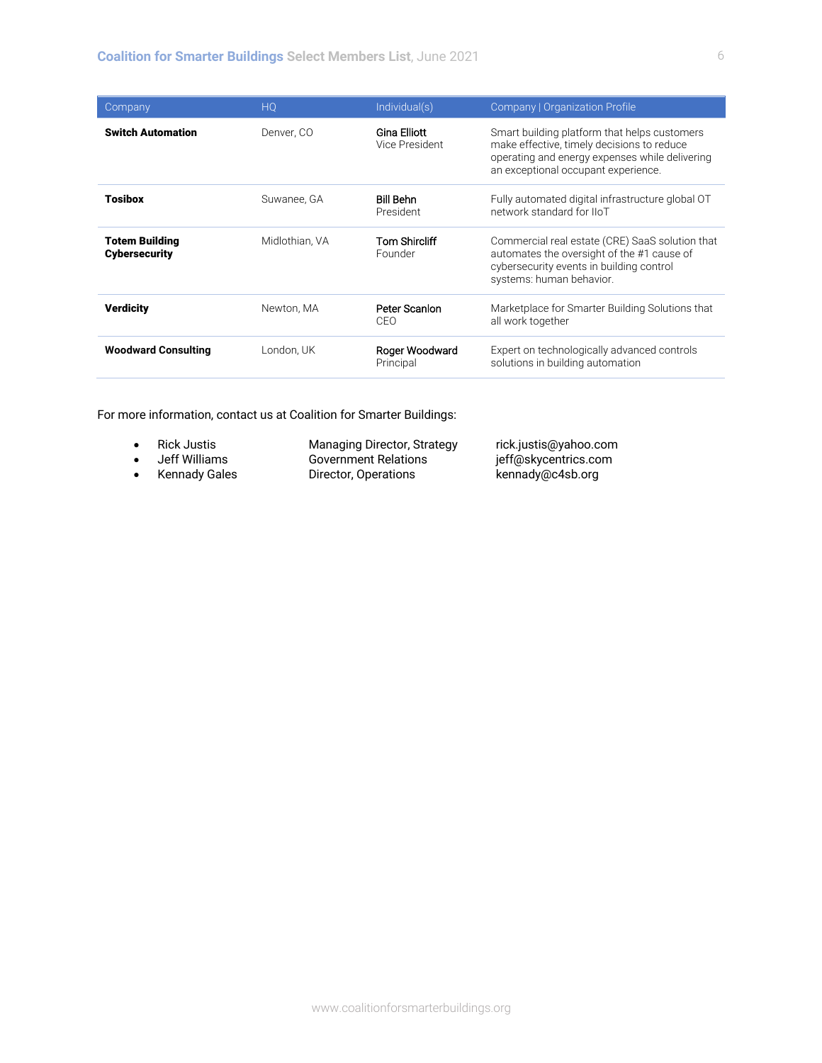| Company | HQ | Individual(s) | Company \| Organization Profile |
| --- | --- | --- | --- |
| **Switch Automation** | Denver, CO | Gina Elliott<br>Vice President | Smart building platform that helps customers make effective, timely decisions to reduce operating and energy expenses while delivering an exceptional occupant experience. |
| **Tosibox** | Suwanee, GA | Bill Behn<br>President | Fully automated digital infrastructure global OT network standard for IIoT |
| **Totem Building Cybersecurity** | Midlothian, VA | Tom Shircliff<br>Founder | Commercial real estate (CRE) SaaS solution that automates the oversight of the #1 cause of cybersecurity events in building control systems: human behavior. |
| **Verdicity** | Newton, MA | Peter Scanlon<br>CEO | Marketplace for Smarter Building Solutions that all work together |
| **Woodward Consulting** | London, UK | Roger Woodward<br>Principal | Expert on technologically advanced controls solutions in building automation |

For more information, contact us at Coalition for Smarter Buildings:

- Rick Justis — Managing Director, Strategy — rick.justis@yahoo.com
- Jeff Williams — Government Relations — jeff@skycentrics.com
- Kennady Gales — Director, Operations — kennady@c4sb.org

www.coalitionforsmarterbuildings.org